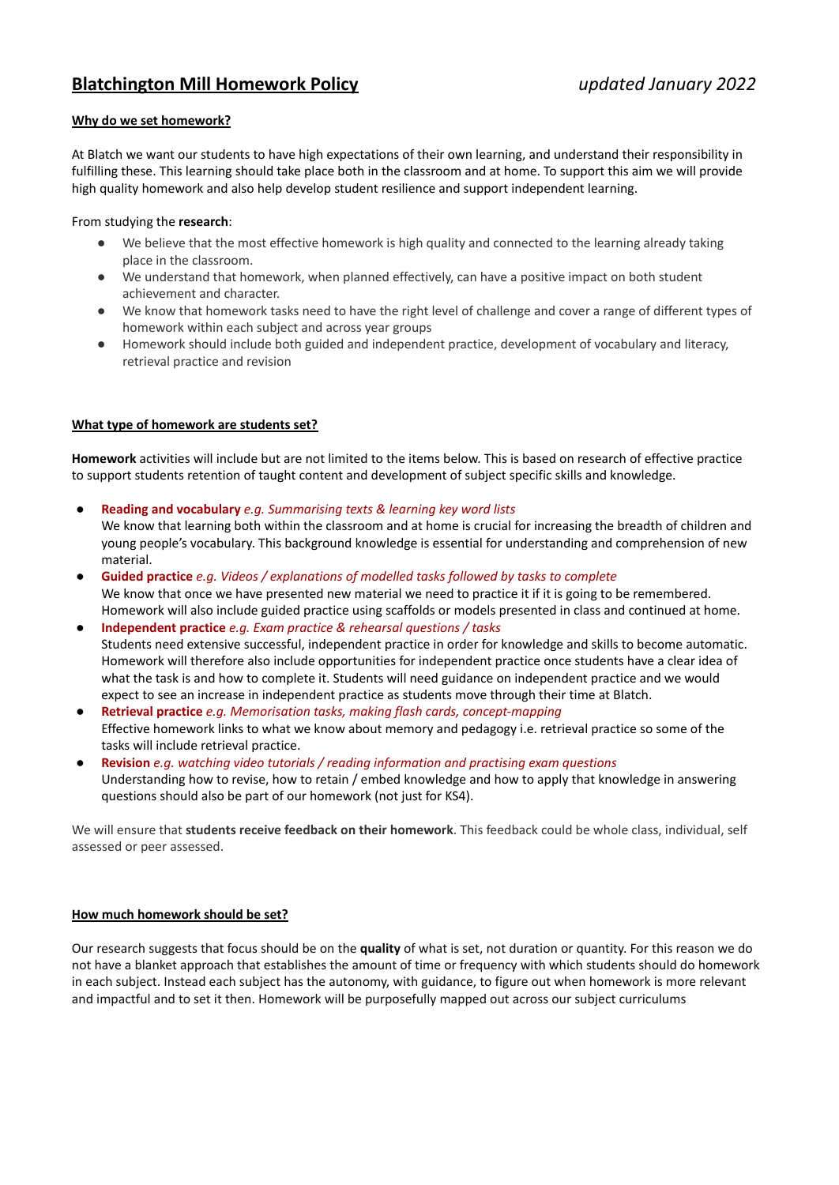# Blatchington Mill Homework Policy *updated January 2022*

## Why do we set homework?

At Blatch we want our students to have high expectations of their own learning, and understand their responsibility in fulfilling these. This learning should take place both in the classroom and at home. To support this aim we will provide high quality homework and also help develop student resilience and support independent learning.

From studying the **research**:

- We believe that the most effective homework is high quality and connected to the learning already taking place in the classroom.
- We understand that homework, when planned effectively, can have a positive impact on both student achievement and character.
- We know that homework tasks need to have the right level of challenge and cover a range of different types of homework within each subject and across year groups
- Homework should include both guided and independent practice, development of vocabulary and literacy, retrieval practice and revision

## What type of homework are students set?

**Homework** activities will include but are not limited to the items below. This is based on research of effective practice to support students retention of taught content and development of subject specific skills and knowledge.

- **Reading and vocabulary** *e.g. Summarising texts & learning key word lists*
  We know that learning both within the classroom and at home is crucial for increasing the breadth of children and young people's vocabulary. This background knowledge is essential for understanding and comprehension of new material.
- **Guided practice** *e.g. Videos / explanations of modelled tasks followed by tasks to complete*
  We know that once we have presented new material we need to practice it if it is going to be remembered. Homework will also include guided practice using scaffolds or models presented in class and continued at home.
- **Independent practice** *e.g. Exam practice & rehearsal questions / tasks*
  Students need extensive successful, independent practice in order for knowledge and skills to become automatic. Homework will therefore also include opportunities for independent practice once students have a clear idea of what the task is and how to complete it. Students will need guidance on independent practice and we would expect to see an increase in independent practice as students move through their time at Blatch.
- **Retrieval practice** *e.g. Memorisation tasks, making flash cards, concept-mapping*
  Effective homework links to what we know about memory and pedagogy i.e. retrieval practice so some of the tasks will include retrieval practice.
- **Revision** *e.g. watching video tutorials / reading information and practising exam questions*
  Understanding how to revise, how to retain / embed knowledge and how to apply that knowledge in answering questions should also be part of our homework (not just for KS4).

We will ensure that **students receive feedback on their homework**. This feedback could be whole class, individual, self assessed or peer assessed.

## How much homework should be set?

Our research suggests that focus should be on the **quality** of what is set, not duration or quantity. For this reason we do not have a blanket approach that establishes the amount of time or frequency with which students should do homework in each subject. Instead each subject has the autonomy, with guidance, to figure out when homework is more relevant and impactful and to set it then. Homework will be purposefully mapped out across our subject curriculums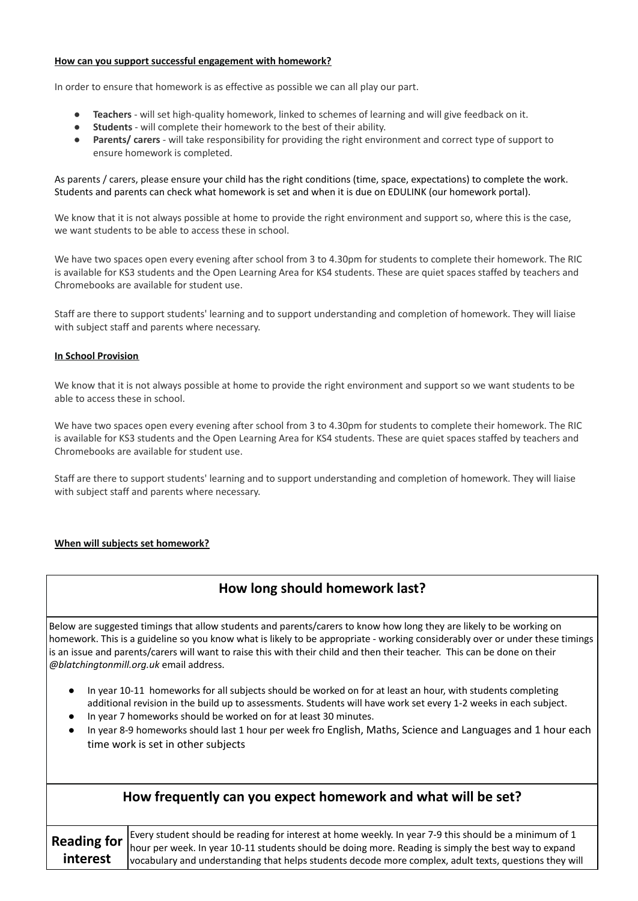**How can you support successful engagement with homework?**

In order to ensure that homework is as effective as possible we can all play our part.

- **Teachers** - will set high-quality homework, linked to schemes of learning and will give feedback on it.
- **Students** - will complete their homework to the best of their ability.
- **Parents/ carers** - will take responsibility for providing the right environment and correct type of support to ensure homework is completed.

As parents / carers, please ensure your child has the right conditions (time, space, expectations) to complete the work. Students and parents can check what homework is set and when it is due on EDULINK (our homework portal).

We know that it is not always possible at home to provide the right environment and support so, where this is the case, we want students to be able to access these in school.

We have two spaces open every evening after school from 3 to 4.30pm for students to complete their homework. The RIC is available for KS3 students and the Open Learning Area for KS4 students. These are quiet spaces staffed by teachers and Chromebooks are available for student use.

Staff are there to support students' learning and to support understanding and completion of homework. They will liaise with subject staff and parents where necessary.

**In School Provision**

We know that it is not always possible at home to provide the right environment and support so we want students to be able to access these in school.

We have two spaces open every evening after school from 3 to 4.30pm for students to complete their homework. The RIC is available for KS3 students and the Open Learning Area for KS4 students. These are quiet spaces staffed by teachers and Chromebooks are available for student use.

Staff are there to support students' learning and to support understanding and completion of homework. They will liaise with subject staff and parents where necessary.

**When will subjects set homework?**

## How long should homework last?

Below are suggested timings that allow students and parents/carers to know how long they are likely to be working on homework. This is a guideline so you know what is likely to be appropriate - working considerably over or under these timings is an issue and parents/carers will want to raise this with their child and then their teacher. This can be done on their *@blatchingtonmill.org.uk* email address.

- In year 10-11 homeworks for all subjects should be worked on for at least an hour, with students completing additional revision in the build up to assessments. Students will have work set every 1-2 weeks in each subject.
- In year 7 homeworks should be worked on for at least 30 minutes.
- In year 8-9 homeworks should last 1 hour per week fro English, Maths, Science and Languages and 1 hour each time work is set in other subjects

## How frequently can you expect homework and what will be set?

| | |
|---|---|
| **Reading for interest** | Every student should be reading for interest at home weekly. In year 7-9 this should be a minimum of 1 hour per week. In year 10-11 students should be doing more. Reading is simply the best way to expand vocabulary and understanding that helps students decode more complex, adult texts, questions they will |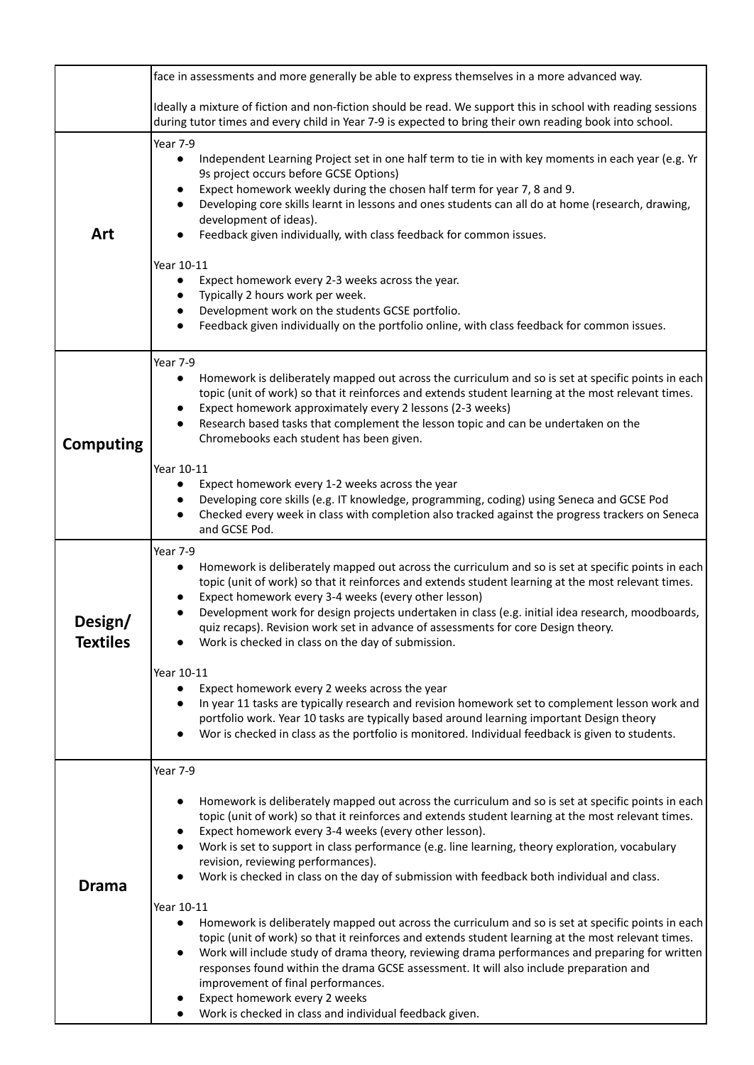| | |
|---|---|
| | face in assessments and more generally be able to express themselves in a more advanced way.<br><br>Ideally a mixture of fiction and non-fiction should be read. We support this in school with reading sessions during tutor times and every child in Year 7-9 is expected to bring their own reading book into school. |
| **Art** | Year 7-9<br>● Independent Learning Project set in one half term to tie in with key moments in each year (e.g. Yr 9s project occurs before GCSE Options)<br>● Expect homework weekly during the chosen half term for year 7, 8 and 9.<br>● Developing core skills learnt in lessons and ones students can all do at home (research, drawing, development of ideas).<br>● Feedback given individually, with class feedback for common issues.<br><br>Year 10-11<br>● Expect homework every 2-3 weeks across the year.<br>● Typically 2 hours work per week.<br>● Development work on the students GCSE portfolio.<br>● Feedback given individually on the portfolio online, with class feedback for common issues. |
| **Computing** | Year 7-9<br>● Homework is deliberately mapped out across the curriculum and so is set at specific points in each topic (unit of work) so that it reinforces and extends student learning at the most relevant times.<br>● Expect homework approximately every 2 lessons (2-3 weeks)<br>● Research based tasks that complement the lesson topic and can be undertaken on the Chromebooks each student has been given.<br><br>Year 10-11<br>● Expect homework every 1-2 weeks across the year<br>● Developing core skills (e.g. IT knowledge, programming, coding) using Seneca and GCSE Pod<br>● Checked every week in class with completion also tracked against the progress trackers on Seneca and GCSE Pod. |
| **Design/ Textiles** | Year 7-9<br>● Homework is deliberately mapped out across the curriculum and so is set at specific points in each topic (unit of work) so that it reinforces and extends student learning at the most relevant times.<br>● Expect homework every 3-4 weeks (every other lesson)<br>● Development work for design projects undertaken in class (e.g. initial idea research, moodboards, quiz recaps). Revision work set in advance of assessments for core Design theory.<br>● Work is checked in class on the day of submission.<br><br>Year 10-11<br>● Expect homework every 2 weeks across the year<br>● In year 11 tasks are typically research and revision homework set to complement lesson work and portfolio work. Year 10 tasks are typically based around learning important Design theory<br>● Wor is checked in class as the portfolio is monitored. Individual feedback is given to students. |
| **Drama** | Year 7-9<br><br>● Homework is deliberately mapped out across the curriculum and so is set at specific points in each topic (unit of work) so that it reinforces and extends student learning at the most relevant times.<br>● Expect homework every 3-4 weeks (every other lesson).<br>● Work is set to support in class performance (e.g. line learning, theory exploration, vocabulary revision, reviewing performances).<br>● Work is checked in class on the day of submission with feedback both individual and class.<br><br>Year 10-11<br>● Homework is deliberately mapped out across the curriculum and so is set at specific points in each topic (unit of work) so that it reinforces and extends student learning at the most relevant times.<br>● Work will include study of drama theory, reviewing drama performances and preparing for written responses found within the drama GCSE assessment. It will also include preparation and improvement of final performances.<br>● Expect homework every 2 weeks<br>● Work is checked in class and individual feedback given. |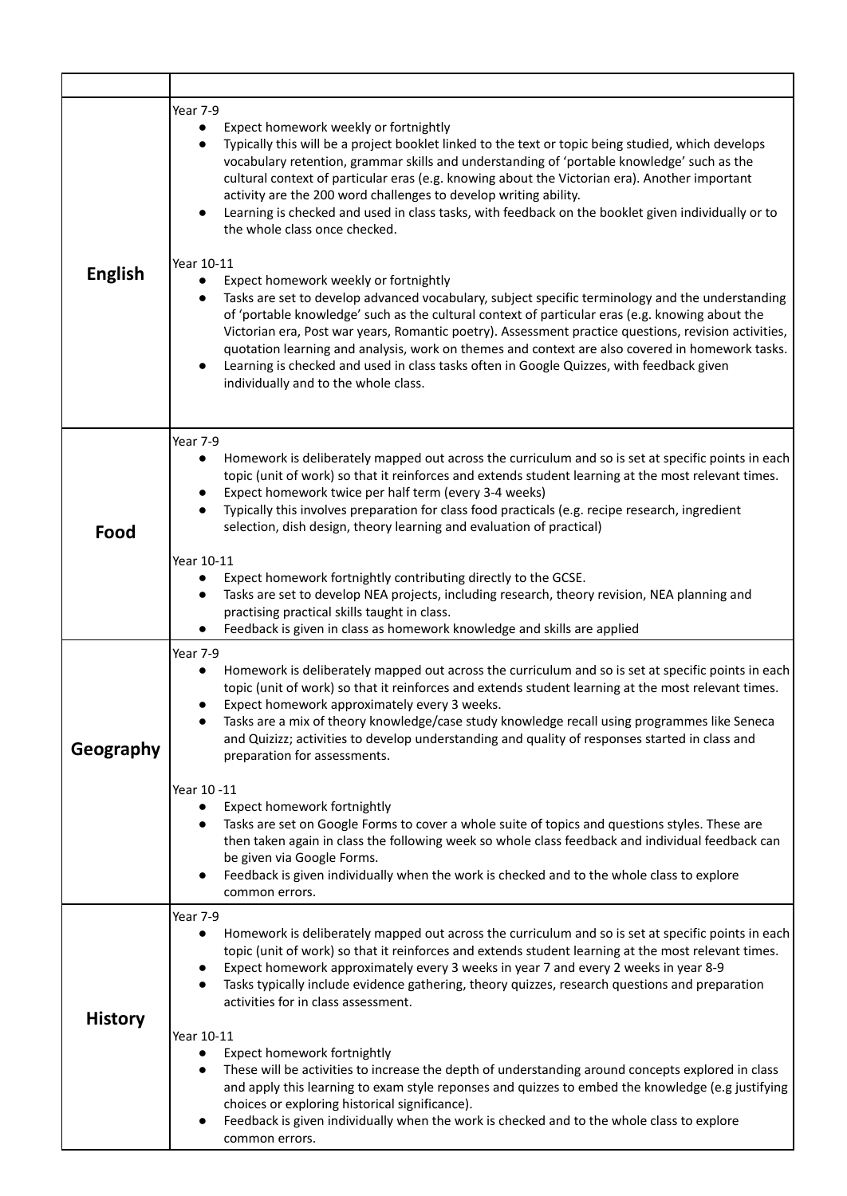| | |
|---|---|
| **English** | Year 7-9<br>• Expect homework weekly or fortnightly<br>• Typically this will be a project booklet linked to the text or topic being studied, which develops vocabulary retention, grammar skills and understanding of 'portable knowledge' such as the cultural context of particular eras (e.g. knowing about the Victorian era). Another important activity are the 200 word challenges to develop writing ability.<br>• Learning is checked and used in class tasks, with feedback on the booklet given individually or to the whole class once checked.<br><br>Year 10-11<br>• Expect homework weekly or fortnightly<br>• Tasks are set to develop advanced vocabulary, subject specific terminology and the understanding of 'portable knowledge' such as the cultural context of particular eras (e.g. knowing about the Victorian era, Post war years, Romantic poetry). Assessment practice questions, revision activities, quotation learning and analysis, work on themes and context are also covered in homework tasks.<br>• Learning is checked and used in class tasks often in Google Quizzes, with feedback given individually and to the whole class. |
| **Food** | Year 7-9<br>• Homework is deliberately mapped out across the curriculum and so is set at specific points in each topic (unit of work) so that it reinforces and extends student learning at the most relevant times.<br>• Expect homework twice per half term (every 3-4 weeks)<br>• Typically this involves preparation for class food practicals (e.g. recipe research, ingredient selection, dish design, theory learning and evaluation of practical)<br><br>Year 10-11<br>• Expect homework fortnightly contributing directly to the GCSE.<br>• Tasks are set to develop NEA projects, including research, theory revision, NEA planning and practising practical skills taught in class.<br>• Feedback is given in class as homework knowledge and skills are applied |
| **Geography** | Year 7-9<br>• Homework is deliberately mapped out across the curriculum and so is set at specific points in each topic (unit of work) so that it reinforces and extends student learning at the most relevant times.<br>• Expect homework approximately every 3 weeks.<br>• Tasks are a mix of theory knowledge/case study knowledge recall using programmes like Seneca and Quizizz; activities to develop understanding and quality of responses started in class and preparation for assessments.<br><br>Year 10 -11<br>• Expect homework fortnightly<br>• Tasks are set on Google Forms to cover a whole suite of topics and questions styles. These are then taken again in class the following week so whole class feedback and individual feedback can be given via Google Forms.<br>• Feedback is given individually when the work is checked and to the whole class to explore common errors. |
| **History** | Year 7-9<br>• Homework is deliberately mapped out across the curriculum and so is set at specific points in each topic (unit of work) so that it reinforces and extends student learning at the most relevant times.<br>• Expect homework approximately every 3 weeks in year 7 and every 2 weeks in year 8-9<br>• Tasks typically include evidence gathering, theory quizzes, research questions and preparation activities for in class assessment.<br><br>Year 10-11<br>• Expect homework fortnightly<br>• These will be activities to increase the depth of understanding around concepts explored in class and apply this learning to exam style reponses and quizzes to embed the knowledge (e.g justifying choices or exploring historical significance).<br>• Feedback is given individually when the work is checked and to the whole class to explore common errors. |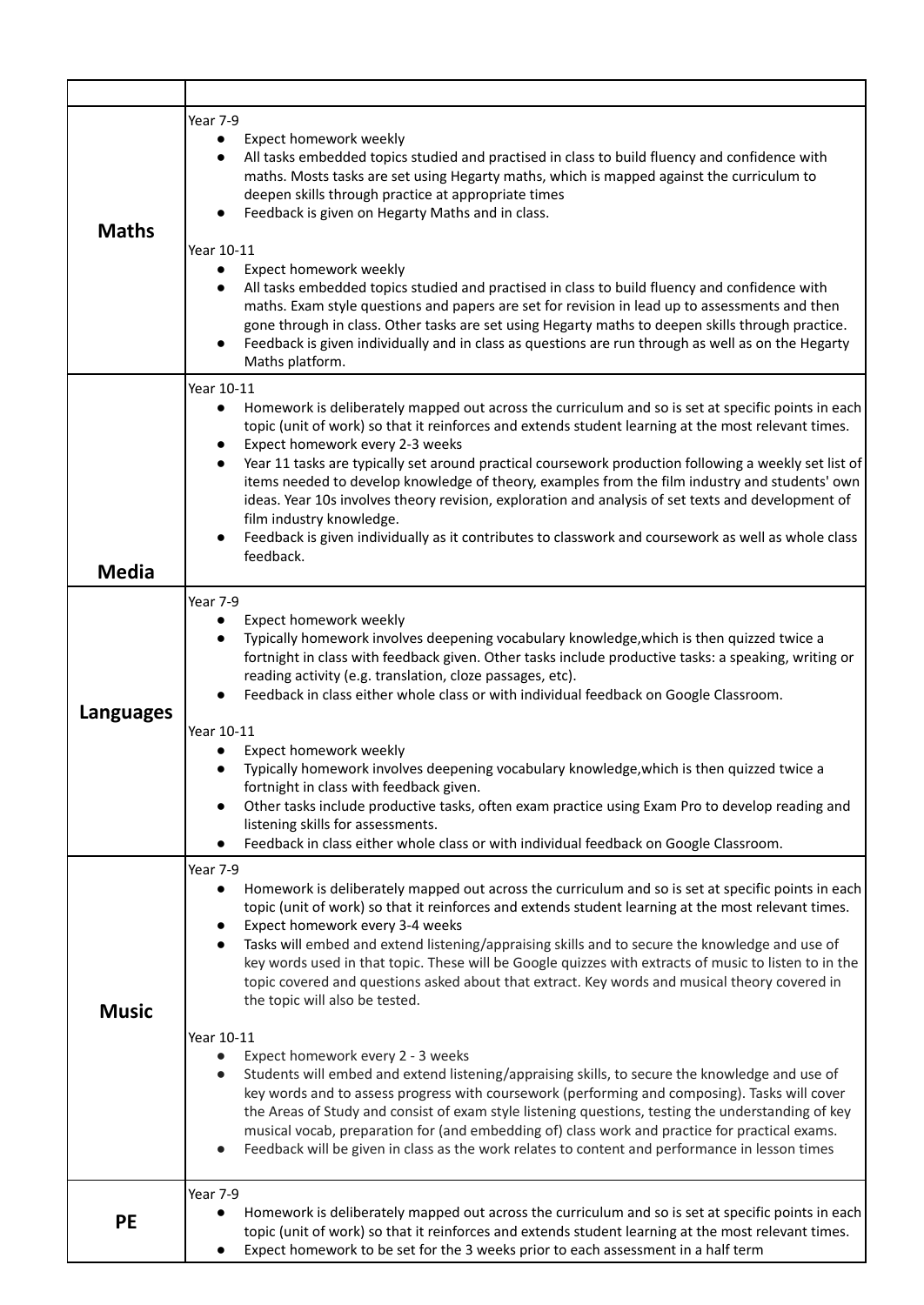| | |
|---|---|
| **Maths** | Year 7-9<br>● Expect homework weekly<br>● All tasks embedded topics studied and practised in class to build fluency and confidence with maths. Mosts tasks are set using Hegarty maths, which is mapped against the curriculum to deepen skills through practice at appropriate times<br>● Feedback is given on Hegarty Maths and in class.<br><br>Year 10-11<br>● Expect homework weekly<br>● All tasks embedded topics studied and practised in class to build fluency and confidence with maths. Exam style questions and papers are set for revision in lead up to assessments and then gone through in class. Other tasks are set using Hegarty maths to deepen skills through practice.<br>● Feedback is given individually and in class as questions are run through as well as on the Hegarty Maths platform. |
| **Media** | Year 10-11<br>● Homework is deliberately mapped out across the curriculum and so is set at specific points in each topic (unit of work) so that it reinforces and extends student learning at the most relevant times.<br>● Expect homework every 2-3 weeks<br>● Year 11 tasks are typically set around practical coursework production following a weekly set list of items needed to develop knowledge of theory, examples from the film industry and students' own ideas. Year 10s involves theory revision, exploration and analysis of set texts and development of film industry knowledge.<br>● Feedback is given individually as it contributes to classwork and coursework as well as whole class feedback. |
| **Languages** | Year 7-9<br>● Expect homework weekly<br>● Typically homework involves deepening vocabulary knowledge,which is then quizzed twice a fortnight in class with feedback given. Other tasks include productive tasks: a speaking, writing or reading activity (e.g. translation, cloze passages, etc).<br>● Feedback in class either whole class or with individual feedback on Google Classroom.<br><br>Year 10-11<br>● Expect homework weekly<br>● Typically homework involves deepening vocabulary knowledge,which is then quizzed twice a fortnight in class with feedback given.<br>● Other tasks include productive tasks, often exam practice using Exam Pro to develop reading and listening skills for assessments.<br>● Feedback in class either whole class or with individual feedback on Google Classroom. |
| **Music** | Year 7-9<br>● Homework is deliberately mapped out across the curriculum and so is set at specific points in each topic (unit of work) so that it reinforces and extends student learning at the most relevant times.<br>● Expect homework every 3-4 weeks<br>● Tasks will embed and extend listening/appraising skills and to secure the knowledge and use of key words used in that topic. These will be Google quizzes with extracts of music to listen to in the topic covered and questions asked about that extract. Key words and musical theory covered in the topic will also be tested.<br><br>Year 10-11<br>● Expect homework every 2 - 3 weeks<br>● Students will embed and extend listening/appraising skills, to secure the knowledge and use of key words and to assess progress with coursework (performing and composing). Tasks will cover the Areas of Study and consist of exam style listening questions, testing the understanding of key musical vocab, preparation for (and embedding of) class work and practice for practical exams.<br>● Feedback will be given in class as the work relates to content and performance in lesson times |
| **PE** | Year 7-9<br>● Homework is deliberately mapped out across the curriculum and so is set at specific points in each topic (unit of work) so that it reinforces and extends student learning at the most relevant times.<br>● Expect homework to be set for the 3 weeks prior to each assessment in a half term |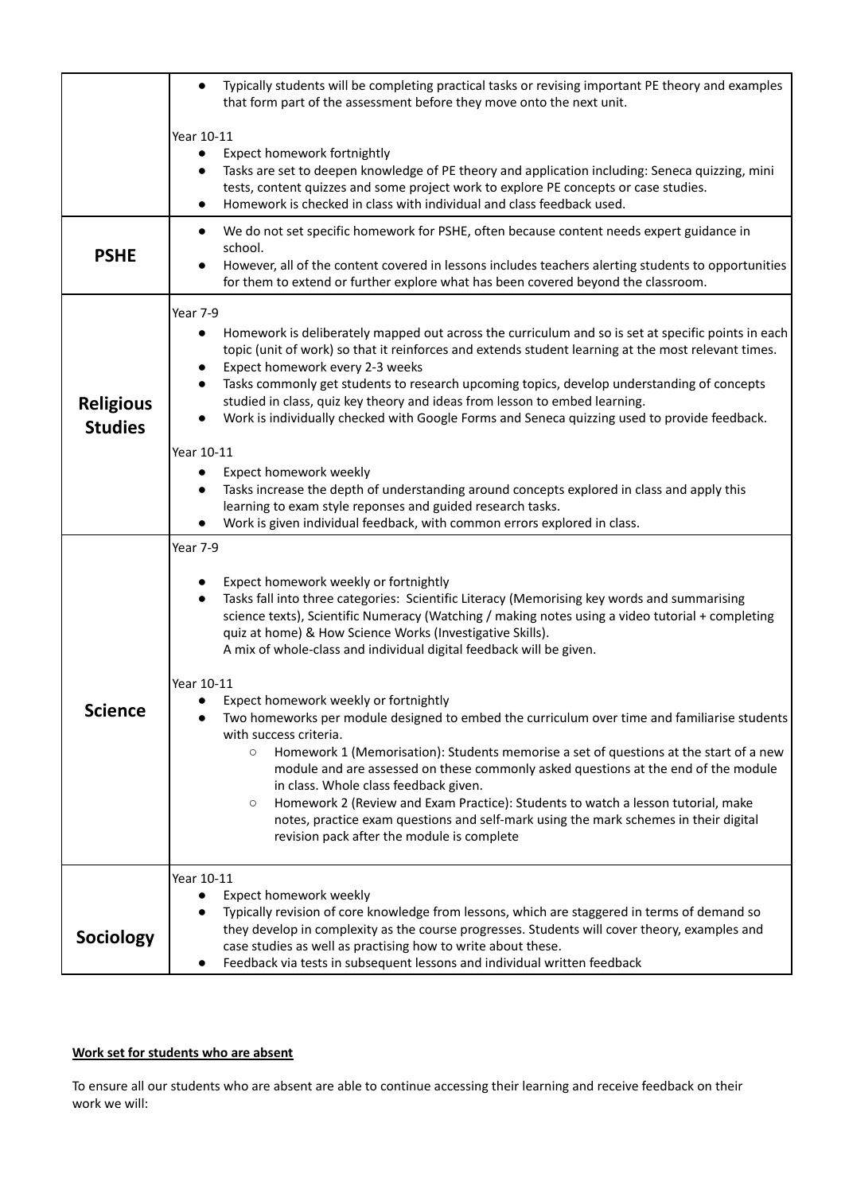| | |
|---|---|
| | • Typically students will be completing practical tasks or revising important PE theory and examples that form part of the assessment before they move onto the next unit.<br><br>Year 10-11<br>• Expect homework fortnightly<br>• Tasks are set to deepen knowledge of PE theory and application including: Seneca quizzing, mini tests, content quizzes and some project work to explore PE concepts or case studies.<br>• Homework is checked in class with individual and class feedback used. |
| **PSHE** | • We do not set specific homework for PSHE, often because content needs expert guidance in school.<br>• However, all of the content covered in lessons includes teachers alerting students to opportunities for them to extend or further explore what has been covered beyond the classroom. |
| **Religious Studies** | Year 7-9<br>• Homework is deliberately mapped out across the curriculum and so is set at specific points in each topic (unit of work) so that it reinforces and extends student learning at the most relevant times.<br>• Expect homework every 2-3 weeks<br>• Tasks commonly get students to research upcoming topics, develop understanding of concepts studied in class, quiz key theory and ideas from lesson to embed learning.<br>• Work is individually checked with Google Forms and Seneca quizzing used to provide feedback.<br><br>Year 10-11<br>• Expect homework weekly<br>• Tasks increase the depth of understanding around concepts explored in class and apply this learning to exam style reponses and guided research tasks.<br>• Work is given individual feedback, with common errors explored in class. |
| **Science** | Year 7-9<br>• Expect homework weekly or fortnightly<br>• Tasks fall into three categories: Scientific Literacy (Memorising key words and summarising science texts), Scientific Numeracy (Watching / making notes using a video tutorial + completing quiz at home) & How Science Works (Investigative Skills).<br>A mix of whole-class and individual digital feedback will be given.<br><br>Year 10-11<br>• Expect homework weekly or fortnightly<br>• Two homeworks per module designed to embed the curriculum over time and familiarise students with success criteria.<br>&nbsp;&nbsp;&nbsp;&nbsp;○ Homework 1 (Memorisation): Students memorise a set of questions at the start of a new module and are assessed on these commonly asked questions at the end of the module in class. Whole class feedback given.<br>&nbsp;&nbsp;&nbsp;&nbsp;○ Homework 2 (Review and Exam Practice): Students to watch a lesson tutorial, make notes, practice exam questions and self-mark using the mark schemes in their digital revision pack after the module is complete |
| **Sociology** | Year 10-11<br>• Expect homework weekly<br>• Typically revision of core knowledge from lessons, which are staggered in terms of demand so they develop in complexity as the course progresses. Students will cover theory, examples and case studies as well as practising how to write about these.<br>• Feedback via tests in subsequent lessons and individual written feedback |

**Work set for students who are absent**

To ensure all our students who are absent are able to continue accessing their learning and receive feedback on their work we will: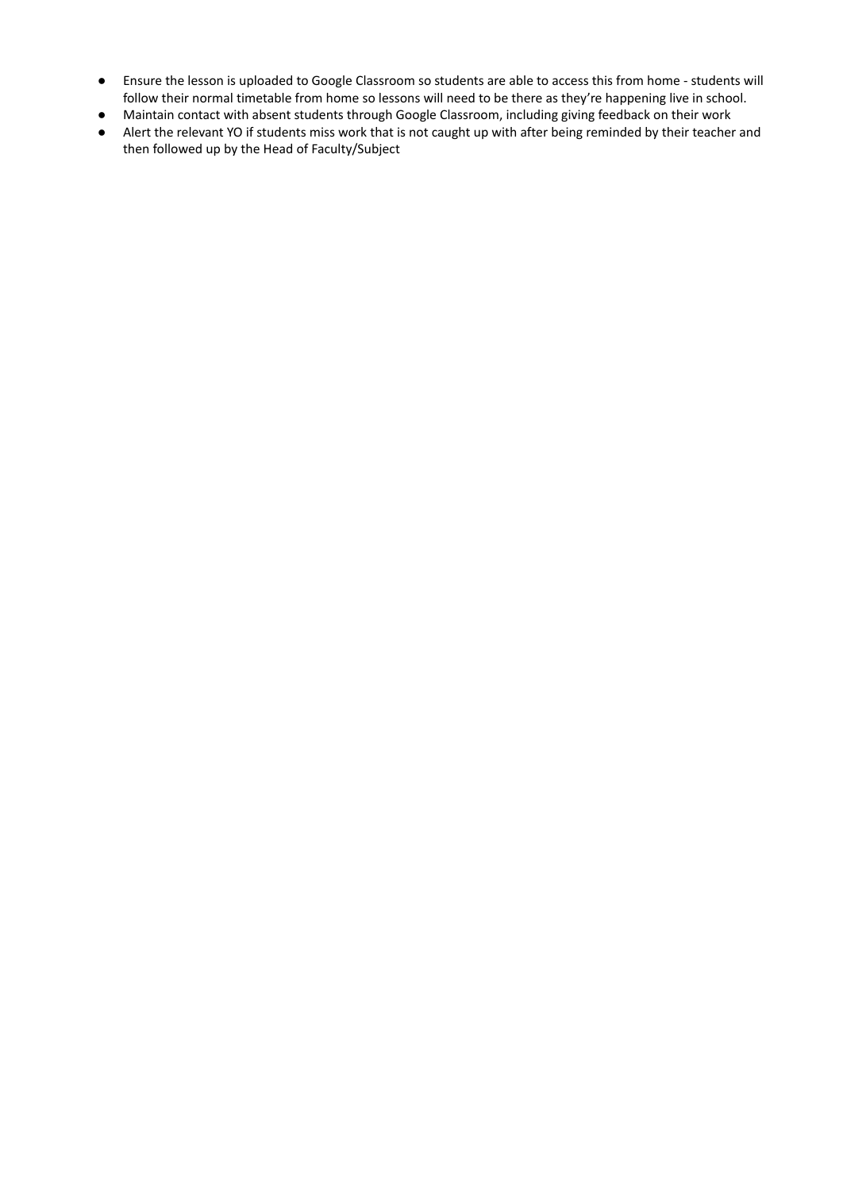- Ensure the lesson is uploaded to Google Classroom so students are able to access this from home - students will follow their normal timetable from home so lessons will need to be there as they're happening live in school.
- Maintain contact with absent students through Google Classroom, including giving feedback on their work
- Alert the relevant YO if students miss work that is not caught up with after being reminded by their teacher and then followed up by the Head of Faculty/Subject